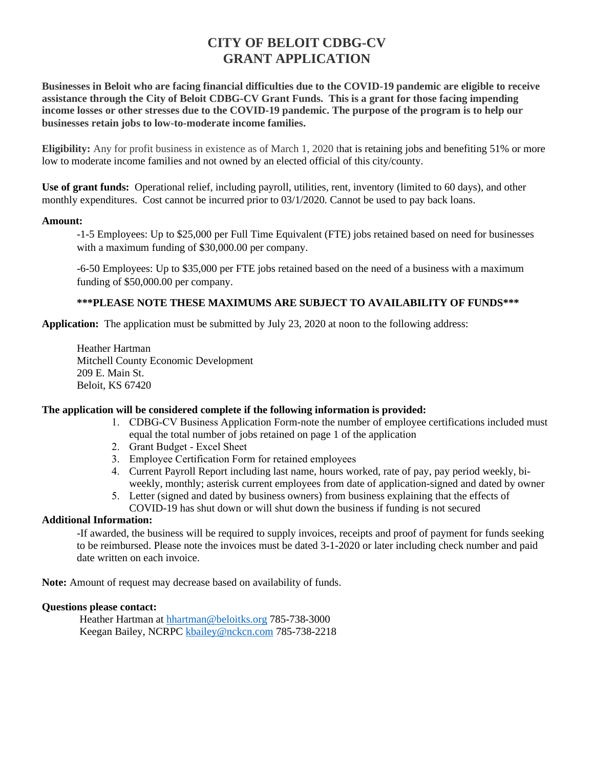# CITY OF BELOIT CDBG-CV GRANT APPLICATION

**Businesses in Beloit who are facing financial difficulties due to the COVID-19 pandemic are eligible to receive assistance through the City of Beloit CDBG-CV Grant Funds. This is a grant for those facing impending income losses or other stresses due to the COVID-19 pandemic. The purpose of the program is to help our businesses retain jobs to low-to-moderate income families.**

**Eligibility:** Any for profit business in existence as of March 1, 2020 that is retaining jobs and benefiting 51% or more low to moderate income families and not owned by an elected official of this city/county.

**Use of grant funds:** Operational relief, including payroll, utilities, rent, inventory (limited to 60 days), and other monthly expenditures. Cost cannot be incurred prior to 03/1/2020. Cannot be used to pay back loans.

**Amount:**

-1-5 Employees: Up to $25,000 per Full Time Equivalent (FTE) jobs retained based on need for businesses with a maximum funding of $30,000.00 per company.

-6-50 Employees: Up to $35,000 per FTE jobs retained based on the need of a business with a maximum funding of $50,000.00 per company.

**\*\*\*PLEASE NOTE THESE MAXIMUMS ARE SUBJECT TO AVAILABILITY OF FUNDS\*\*\***

**Application:** The application must be submitted by July 23, 2020 at noon to the following address:

Heather Hartman
Mitchell County Economic Development
209 E. Main St.
Beloit, KS 67420

**The application will be considered complete if the following information is provided:**

1. CDBG-CV Business Application Form-note the number of employee certifications included must equal the total number of jobs retained on page 1 of the application
2. Grant Budget - Excel Sheet
3. Employee Certification Form for retained employees
4. Current Payroll Report including last name, hours worked, rate of pay, pay period weekly, bi-weekly, monthly; asterisk current employees from date of application-signed and dated by owner
5. Letter (signed and dated by business owners) from business explaining that the effects of COVID-19 has shut down or will shut down the business if funding is not secured

**Additional Information:**

-If awarded, the business will be required to supply invoices, receipts and proof of payment for funds seeking to be reimbursed. Please note the invoices must be dated 3-1-2020 or later including check number and paid date written on each invoice.

**Note:** Amount of request may decrease based on availability of funds.

**Questions please contact:**

Heather Hartman at hhartman@beloitks.org 785-738-3000
Keegan Bailey, NCRPC kbailey@nckcn.com 785-738-2218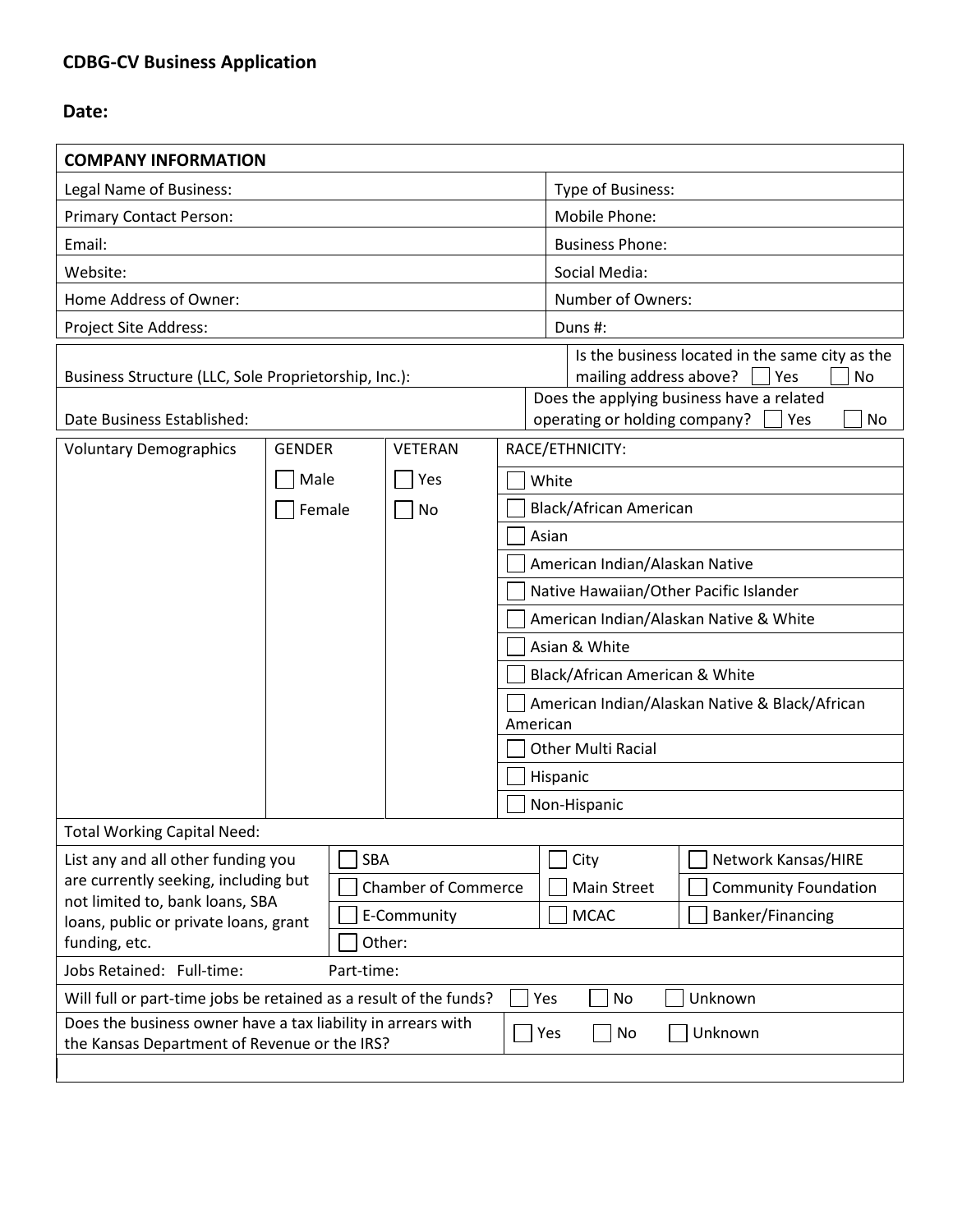## CDBG-CV Business Application

**Date:**

| **COMPANY INFORMATION** | |
|---|---|
| Legal Name of Business: | Type of Business: |
| Primary Contact Person: | Mobile Phone: |
| Email: | Business Phone: |
| Website: | Social Media: |
| Home Address of Owner: | Number of Owners: |
| Project Site Address: | Duns #: |
| Business Structure (LLC, Sole Proprietorship, Inc.): | Is the business located in the same city as the mailing address above? ☐ Yes ☐ No |
| Date Business Established: | Does the applying business have a related operating or holding company? ☐ Yes ☐ No |

| Voluntary Demographics | GENDER | VETERAN | RACE/ETHNICITY: |
|---|---|---|---|
| | ☐ Male | ☐ Yes | ☐ White |
| | ☐ Female | ☐ No | ☐ Black/African American |
| | | | ☐ Asian |
| | | | ☐ American Indian/Alaskan Native |
| | | | ☐ Native Hawaiian/Other Pacific Islander |
| | | | ☐ American Indian/Alaskan Native & White |
| | | | ☐ Asian & White |
| | | | ☐ Black/African American & White |
| | | | ☐ American Indian/Alaskan Native & Black/African American |
| | | | ☐ Other Multi Racial |
| | | | ☐ Hispanic |
| | | | ☐ Non-Hispanic |

| Total Working Capital Need: | | | |
|---|---|---|---|
| List any and all other funding you are currently seeking, including but not limited to, bank loans, SBA loans, public or private loans, grant funding, etc. | ☐ SBA | ☐ City | ☐ Network Kansas/HIRE |
| | ☐ Chamber of Commerce | ☐ Main Street | ☐ Community Foundation |
| | ☐ E-Community | ☐ MCAC | ☐ Banker/Financing |
| | ☐ Other: | | |

| Jobs Retained: Full-time: | Part-time: |
|---|---|
| Will full or part-time jobs be retained as a result of the funds? | ☐ Yes ☐ No ☐ Unknown |
| Does the business owner have a tax liability in arrears with the Kansas Department of Revenue or the IRS? | ☐ Yes ☐ No ☐ Unknown |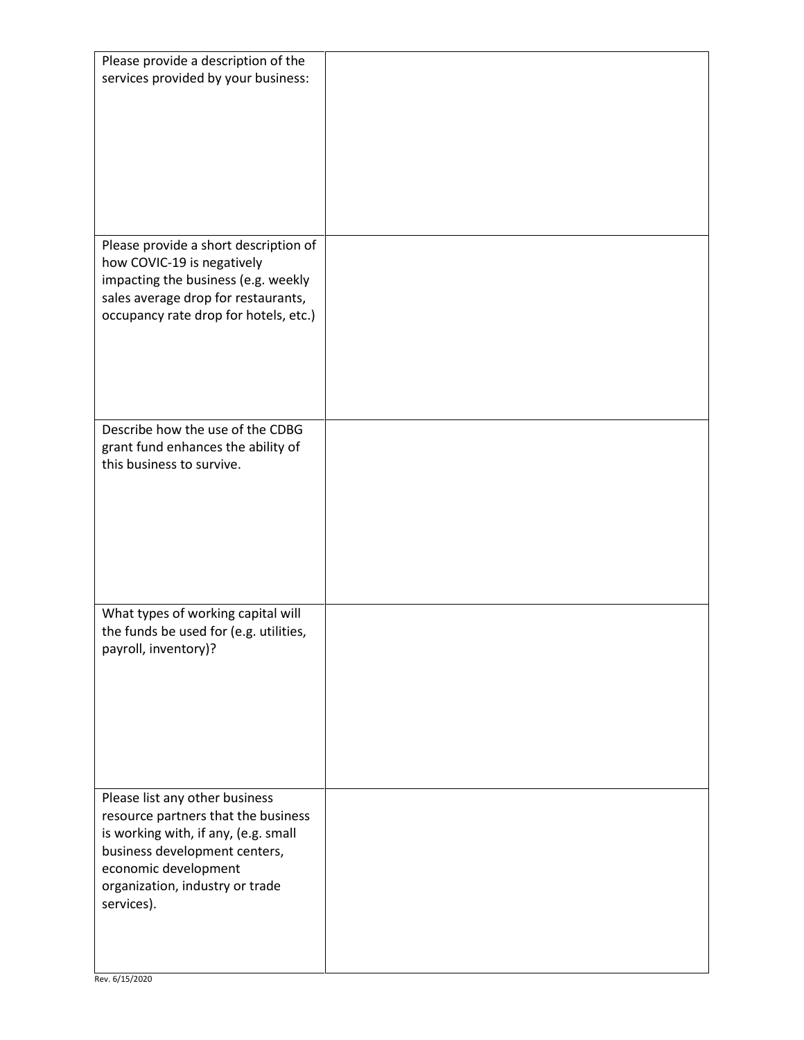| | |
|---|---|
| Please provide a description of the services provided by your business: | |
| Please provide a short description of how COVIC-19 is negatively impacting the business (e.g. weekly sales average drop for restaurants, occupancy rate drop for hotels, etc.) | |
| Describe how the use of the CDBG grant fund enhances the ability of this business to survive. | |
| What types of working capital will the funds be used for (e.g. utilities, payroll, inventory)? | |
| Please list any other business resource partners that the business is working with, if any, (e.g. small business development centers, economic development organization, industry or trade services). | |

Rev. 6/15/2020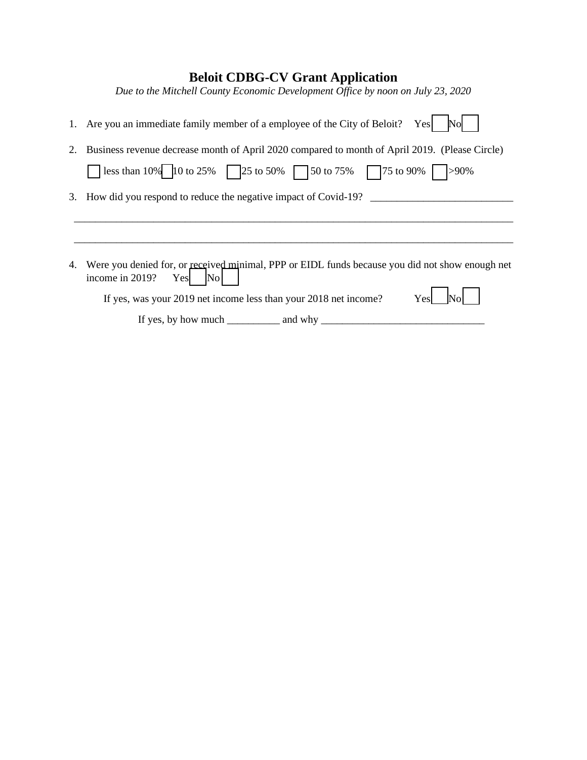# Beloit CDBG-CV Grant Application

*Due to the Mitchell County Economic Development Office by noon on July 23, 2020*

1. Are you an immediate family member of a employee of the City of Beloit? Yes ☐ No ☐

2. Business revenue decrease month of April 2020 compared to month of April 2019. (Please Circle)

   ☐ less than 10% ☐ 10 to 25% ☐ 25 to 50% ☐ 50 to 75% ☐ 75 to 90% ☐ >90%

3. How did you respond to reduce the negative impact of Covid-19? ___________________________

   _______________________________________________________________________________________

   _______________________________________________________________________________________

4. Were you denied for, or received minimal, PPP or EIDL funds because you did not show enough net income in 2019? Yes ☐ No ☐

   If yes, was your 2019 net income less than your 2018 net income? Yes ☐ No ☐

   If yes, by how much __________ and why _______________________________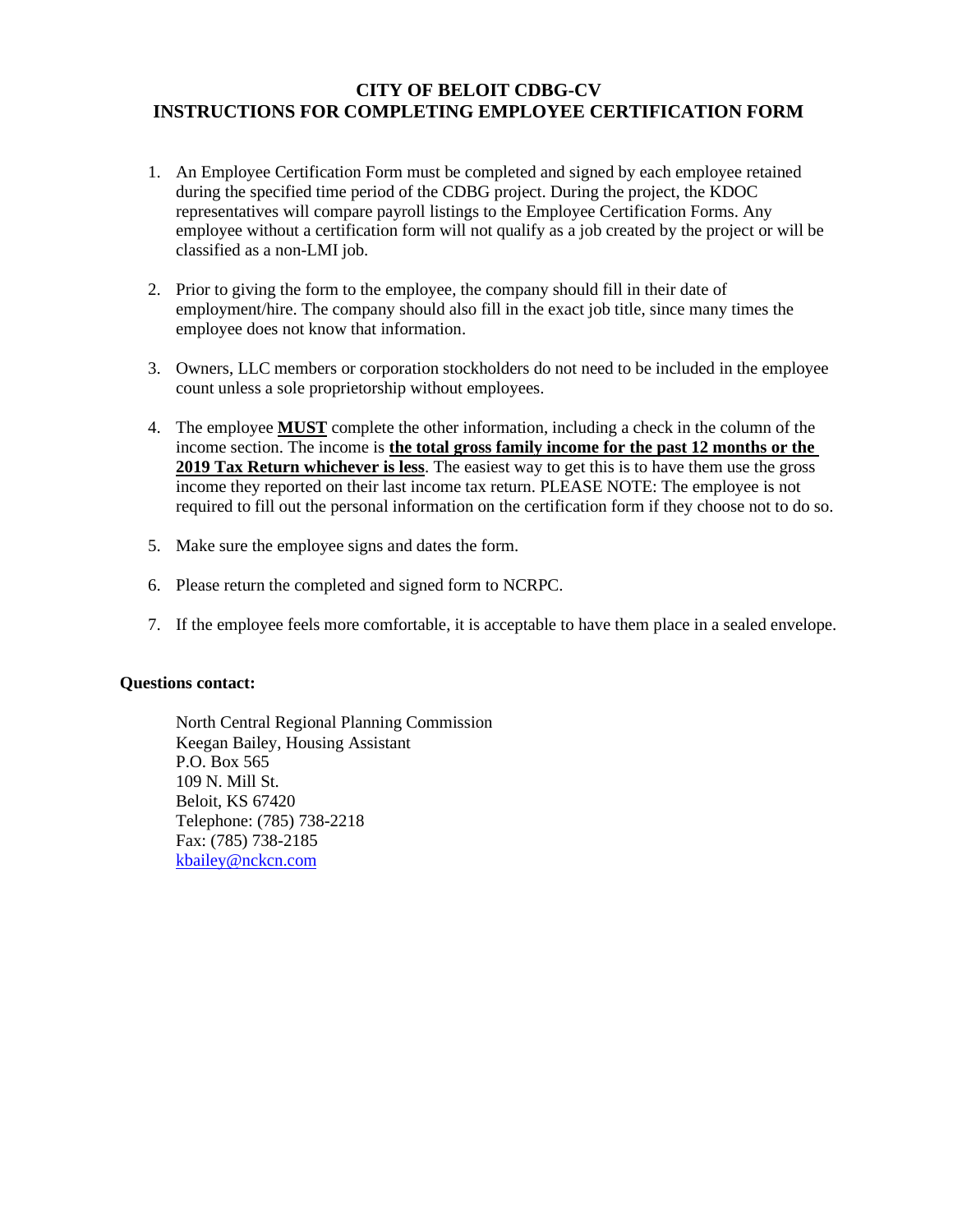# CITY OF BELOIT CDBG-CV
# INSTRUCTIONS FOR COMPLETING EMPLOYEE CERTIFICATION FORM

1. An Employee Certification Form must be completed and signed by each employee retained during the specified time period of the CDBG project. During the project, the KDOC representatives will compare payroll listings to the Employee Certification Forms. Any employee without a certification form will not qualify as a job created by the project or will be classified as a non-LMI job.

2. Prior to giving the form to the employee, the company should fill in their date of employment/hire. The company should also fill in the exact job title, since many times the employee does not know that information.

3. Owners, LLC members or corporation stockholders do not need to be included in the employee count unless a sole proprietorship without employees.

4. The employee **<u>MUST</u>** complete the other information, including a check in the column of the income section. The income is **<u>the total gross family income for the past 12 months or the 2019 Tax Return whichever is less</u>**. The easiest way to get this is to have them use the gross income they reported on their last income tax return. PLEASE NOTE: The employee is not required to fill out the personal information on the certification form if they choose not to do so.

5. Make sure the employee signs and dates the form.

6. Please return the completed and signed form to NCRPC.

7. If the employee feels more comfortable, it is acceptable to have them place in a sealed envelope.

**Questions contact:**

North Central Regional Planning Commission
Keegan Bailey, Housing Assistant
P.O. Box 565
109 N. Mill St.
Beloit, KS 67420
Telephone: (785) 738-2218
Fax: (785) 738-2185
kbailey@nckcn.com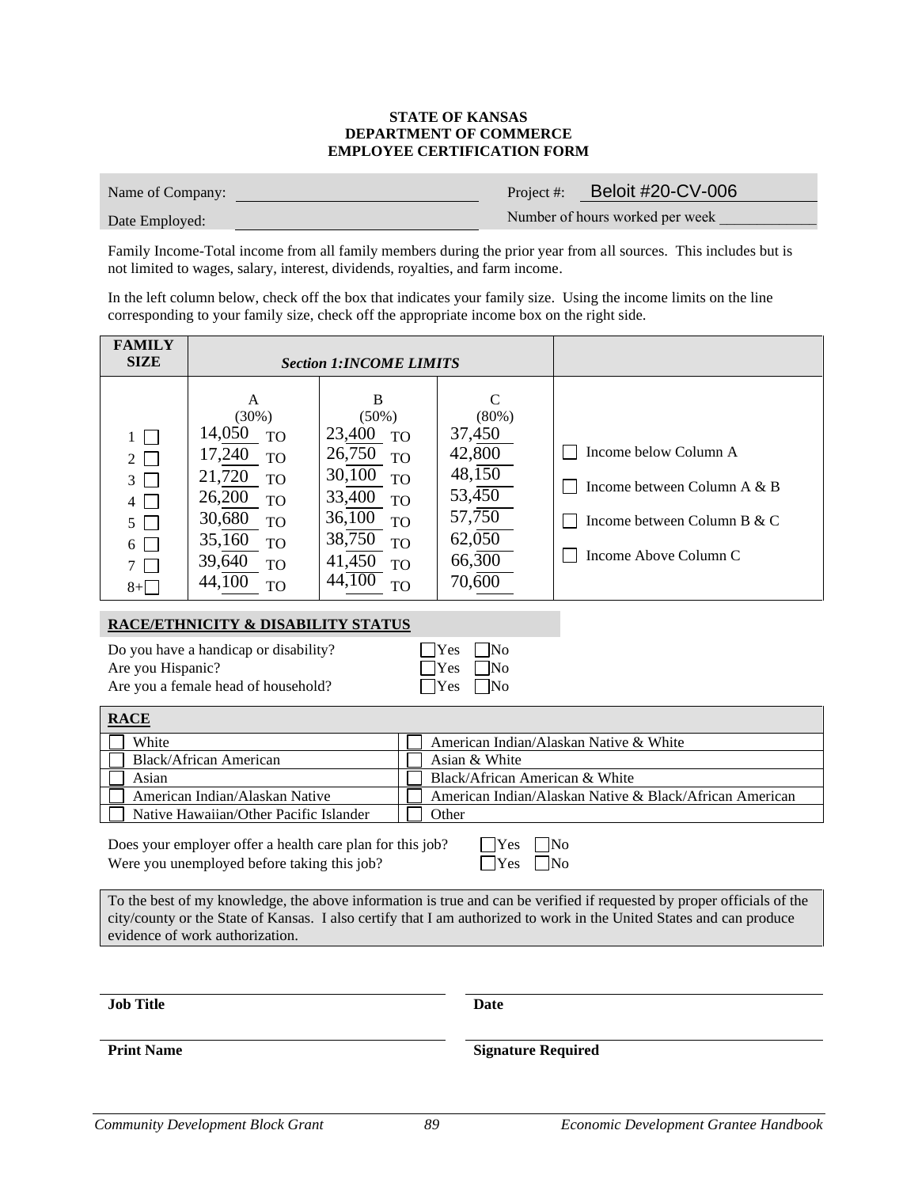**STATE OF KANSAS**
**DEPARTMENT OF COMMERCE**
**EMPLOYEE CERTIFICATION FORM**

Name of Company: ______________________ Project #: Beloit #20-CV-006

Date Employed: ______________________ Number of hours worked per week ____________

Family Income-Total income from all family members during the prior year from all sources. This includes but is not limited to wages, salary, interest, dividends, royalties, and farm income.

In the left column below, check off the box that indicates your family size. Using the income limits on the line corresponding to your family size, check off the appropriate income box on the right side.

| FAMILY SIZE | *Section 1:INCOME LIMITS* A (30%) | B (50%) | C (80%) | |
|---|---|---|---|---|
| 1 ☐ | 14,050 TO | 23,400 TO | 37,450 | ☐ Income below Column A |
| 2 ☐ | 17,240 TO | 26,750 TO | 42,800 | ☐ Income between Column A & B |
| 3 ☐ | 21,720 TO | 30,100 TO | 48,150 | ☐ Income between Column B & C |
| 4 ☐ | 26,200 TO | 33,400 TO | 53,450 | ☐ Income Above Column C |
| 5 ☐ | 30,680 TO | 36,100 TO | 57,750 | |
| 6 ☐ | 35,160 TO | 38,750 TO | 62,050 | |
| 7 ☐ | 39,640 TO | 41,450 TO | 66,300 | |
| 8+ ☐ | 44,100 TO | 44,100 TO | 70,600 | |

**RACE/ETHNICITY & DISABILITY STATUS**

Do you have a handicap or disability? ☐Yes ☐No
Are you Hispanic? ☐Yes ☐No
Are you a female head of household? ☐Yes ☐No

| RACE | |
|---|---|
| ☐ White | ☐ American Indian/Alaskan Native & White |
| ☐ Black/African American | ☐ Asian & White |
| ☐ Asian | ☐ Black/African American & White |
| ☐ American Indian/Alaskan Native | ☐ American Indian/Alaskan Native & Black/African American |
| ☐ Native Hawaiian/Other Pacific Islander | ☐ Other |

Does your employer offer a health care plan for this job? ☐Yes ☐No
Were you unemployed before taking this job? ☐Yes ☐No

To the best of my knowledge, the above information is true and can be verified if requested by proper officials of the city/county or the State of Kansas. I also certify that I am authorized to work in the United States and can produce evidence of work authorization.

______________________ ______________________
**Job Title** **Date**

______________________ ______________________
**Print Name** **Signature Required**